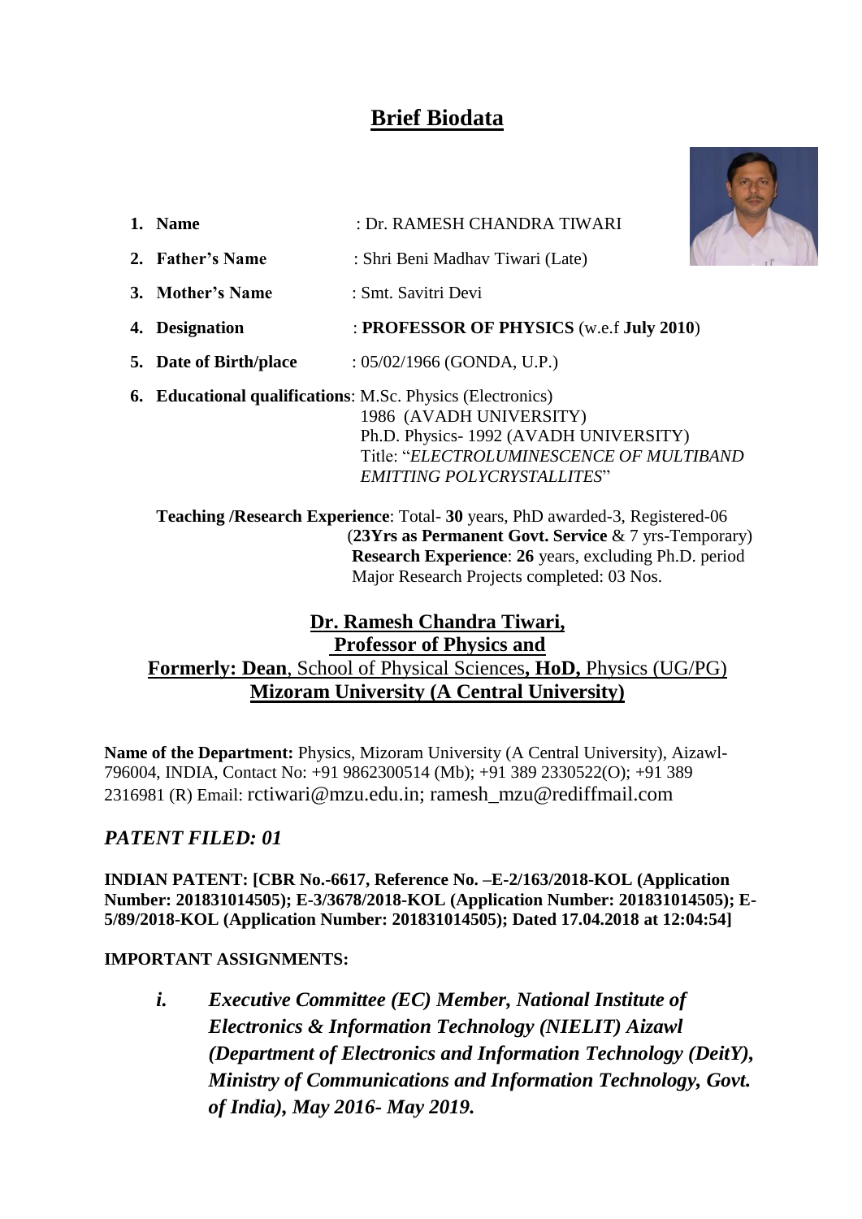# Brief Biodata

1. **Name** : Dr. RAMESH CHANDRA TIWARI
2. **Father's Name** : Shri Beni Madhav Tiwari (Late)
3. **Mother's Name** : Smt. Savitri Devi
4. **Designation** : **PROFESSOR OF PHYSICS** (w.e.f **July 2010**)
5. **Date of Birth/place** : 05/02/1966 (GONDA, U.P.)
6. **Educational qualifications**: M.Sc. Physics (Electronics) 1986 (AVADH UNIVERSITY)
   Ph.D. Physics- 1992 (AVADH UNIVERSITY)
   Title: "*ELECTROLUMINESCENCE OF MULTIBAND EMITTING POLYCRYSTALLITES*"

   **Teaching /Research Experience**: Total- **30** years, PhD awarded-3, Registered-06
   (**23Yrs as Permanent Govt. Service** & 7 yrs-Temporary)
   **Research Experience**: **26** years, excluding Ph.D. period
   Major Research Projects completed: 03 Nos.

## Dr. Ramesh Chandra Tiwari, Professor of Physics and Formerly: Dean, School of Physical Sciences, HoD, Physics (UG/PG) Mizoram University (A Central University)

**Name of the Department:** Physics, Mizoram University (A Central University), Aizawl-796004, INDIA, Contact No: +91 9862300514 (Mb); +91 389 2330522(O); +91 389 2316981 (R) Email: rctiwari@mzu.edu.in; ramesh_mzu@rediffmail.com

## *PATENT FILED: 01*

**INDIAN PATENT: [CBR No.-6617, Reference No. –E-2/163/2018-KOL (Application Number: 201831014505); E-3/3678/2018-KOL (Application Number: 201831014505); E-5/89/2018-KOL (Application Number: 201831014505); Dated 17.04.2018 at 12:04:54]**

**IMPORTANT ASSIGNMENTS:**

i. ***Executive Committee (EC) Member, National Institute of Electronics & Information Technology (NIELIT) Aizawl (Department of Electronics and Information Technology (DeitY), Ministry of Communications and Information Technology, Govt. of India), May 2016- May 2019.***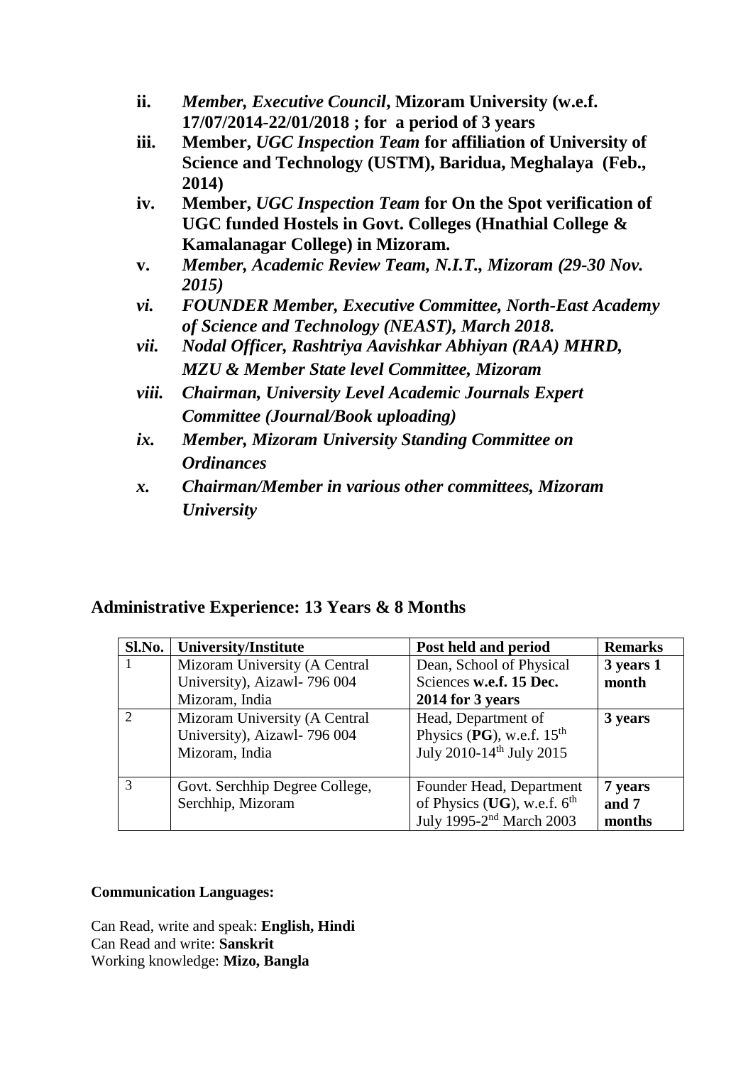ii. ***Member, Executive Council*, Mizoram University (w.e.f. 17/07/2014-22/01/2018 ; for a period of 3 years**
iii. **Member, *UGC Inspection Team* for affiliation of University of Science and Technology (USTM), Baridua, Meghalaya (Feb., 2014)**
iv. **Member, *UGC Inspection Team* for On the Spot verification of UGC funded Hostels in Govt. Colleges (Hnathial College & Kamalanagar College) in Mizoram.**
v. ***Member, Academic Review Team, N.I.T., Mizoram (29-30 Nov. 2015)***
vi. ***FOUNDER Member, Executive Committee, North-East Academy of Science and Technology (NEAST), March 2018.***
vii. ***Nodal Officer, Rashtriya Aavishkar Abhiyan (RAA) MHRD, MZU & Member State level Committee, Mizoram***
viii. ***Chairman, University Level Academic Journals Expert Committee (Journal/Book uploading)***
ix. ***Member, Mizoram University Standing Committee on Ordinances***
x. ***Chairman/Member in various other committees, Mizoram University***

## Administrative Experience: 13 Years & 8 Months

| Sl.No. | University/Institute | Post held and period | Remarks |
|---|---|---|---|
| 1 | Mizoram University (A Central University), Aizawl- 796 004 Mizoram, India | Dean, School of Physical Sciences **w.e.f. 15 Dec. 2014 for 3 years** | **3 years 1 month** |
| 2 | Mizoram University (A Central University), Aizawl- 796 004 Mizoram, India | Head, Department of Physics (**PG**), w.e.f. 15th July 2010-14th July 2015 | **3 years** |
| 3 | Govt. Serchhip Degree College, Serchhip, Mizoram | Founder Head, Department of Physics (**UG**), w.e.f. 6th July 1995-2nd March 2003 | **7 years and 7 months** |

**Communication Languages:**

Can Read, write and speak: **English, Hindi**
Can Read and write: **Sanskrit**
Working knowledge: **Mizo, Bangla**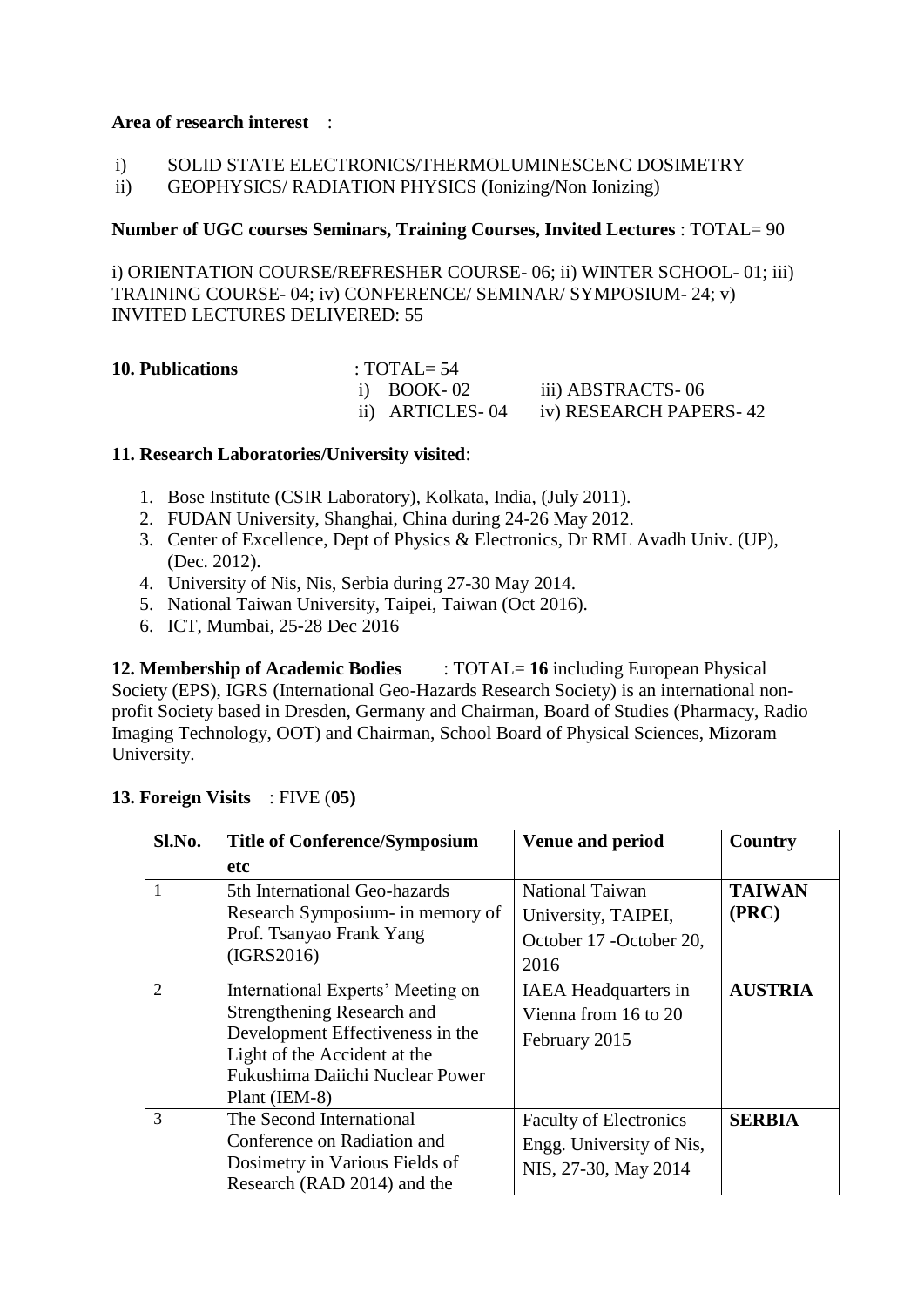**Area of research interest** :

i) SOLID STATE ELECTRONICS/THERMOLUMINESCENC DOSIMETRY
ii) GEOPHYSICS/ RADIATION PHYSICS (Ionizing/Non Ionizing)

**Number of UGC courses Seminars, Training Courses, Invited Lectures** : TOTAL= 90

i) ORIENTATION COURSE/REFRESHER COURSE- 06; ii) WINTER SCHOOL- 01; iii) TRAINING COURSE- 04; iv) CONFERENCE/ SEMINAR/ SYMPOSIUM- 24; v) INVITED LECTURES DELIVERED: 55

**10. Publications** : TOTAL= 54

i) BOOK- 02
ii) ARTICLES- 04
iii) ABSTRACTS- 06
iv) RESEARCH PAPERS- 42

**11. Research Laboratories/University visited**:

1. Bose Institute (CSIR Laboratory), Kolkata, India, (July 2011).
2. FUDAN University, Shanghai, China during 24-26 May 2012.
3. Center of Excellence, Dept of Physics & Electronics, Dr RML Avadh Univ. (UP), (Dec. 2012).
4. University of Nis, Nis, Serbia during 27-30 May 2014.
5. National Taiwan University, Taipei, Taiwan (Oct 2016).
6. ICT, Mumbai, 25-28 Dec 2016

**12. Membership of Academic Bodies** : TOTAL= **16** including European Physical Society (EPS), IGRS (International Geo-Hazards Research Society) is an international non-profit Society based in Dresden, Germany and Chairman, Board of Studies (Pharmacy, Radio Imaging Technology, OOT) and Chairman, School Board of Physical Sciences, Mizoram University.

**13. Foreign Visits** : FIVE (**05)**

| Sl.No. | Title of Conference/Symposium etc | Venue and period | Country |
|---|---|---|---|
| 1 | 5th International Geo-hazards Research Symposium- in memory of Prof. Tsanyao Frank Yang (IGRS2016) | National Taiwan University, TAIPEI, October 17 -October 20, 2016 | **TAIWAN (PRC)** |
| 2 | International Experts' Meeting on Strengthening Research and Development Effectiveness in the Light of the Accident at the Fukushima Daiichi Nuclear Power Plant (IEM-8) | IAEA Headquarters in Vienna from 16 to 20 February 2015 | **AUSTRIA** |
| 3 | The Second International Conference on Radiation and Dosimetry in Various Fields of Research (RAD 2014) and the | Faculty of Electronics Engg. University of Nis, NIS, 27-30, May 2014 | **SERBIA** |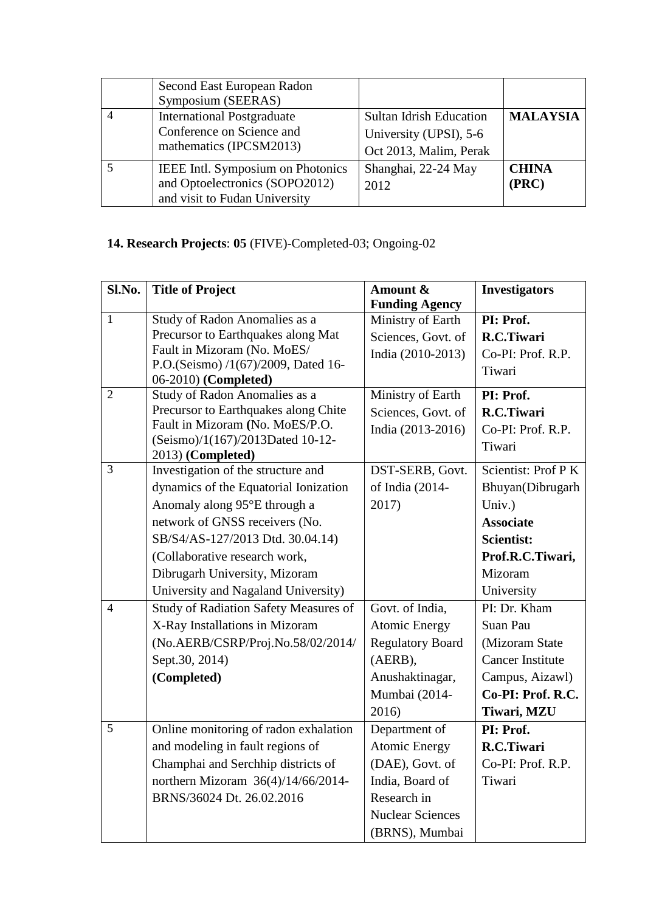| | Second East European Radon Symposium (SEERAS) | | |
|---|---|---|---|
| 4 | International Postgraduate Conference on Science and mathematics (IPCSM2013) | Sultan Idrish Education University (UPSI), 5-6 Oct 2013, Malim, Perak | **MALAYSIA** |
| 5 | IEEE Intl. Symposium on Photonics and Optoelectronics (SOPO2012) and visit to Fudan University | Shanghai, 22-24 May 2012 | **CHINA (PRC)** |

**14. Research Projects**: **05** (FIVE)-Completed-03; Ongoing-02

| Sl.No. | Title of Project | Amount & Funding Agency | Investigators |
|---|---|---|---|
| 1 | Study of Radon Anomalies as a Precursor to Earthquakes along Mat Fault in Mizoram (No. MoES/ P.O.(Seismo) /1(67)/2009, Dated 16-06-2010) **(Completed)** | Ministry of Earth Sciences, Govt. of India (2010-2013) | **PI: Prof. R.C.Tiwari** Co-PI: Prof. R.P. Tiwari |
| 2 | Study of Radon Anomalies as a Precursor to Earthquakes along Chite Fault in Mizoram **(**No. MoES/P.O. (Seismo)/1(167)/2013Dated 10-12-2013) **(Completed)** | Ministry of Earth Sciences, Govt. of India (2013-2016) | **PI: Prof. R.C.Tiwari** Co-PI: Prof. R.P. Tiwari |
| 3 | Investigation of the structure and dynamics of the Equatorial Ionization Anomaly along 95°E through a network of GNSS receivers (No. SB/S4/AS-127/2013 Dtd. 30.04.14) (Collaborative research work, Dibrugarh University, Mizoram University and Nagaland University) | DST-SERB, Govt. of India (2014-2017) | Scientist: Prof P K Bhuyan(Dibrugarh Univ.) **Associate Scientist: Prof.R.C.Tiwari,** Mizoram University |
| 4 | Study of Radiation Safety Measures of X-Ray Installations in Mizoram (No.AERB/CSRP/Proj.No.58/02/2014/ Sept.30, 2014) **(Completed)** | Govt. of India, Atomic Energy Regulatory Board (AERB), Anushaktinagar, Mumbai (2014-2016) | PI: Dr. Kham Suan Pau (Mizoram State Cancer Institute Campus, Aizawl) **Co-PI: Prof. R.C. Tiwari, MZU** |
| 5 | Online monitoring of radon exhalation and modeling in fault regions of Champhai and Serchhip districts of northern Mizoram 36(4)/14/66/2014-BRNS/36024 Dt. 26.02.2016 | Department of Atomic Energy (DAE), Govt. of India, Board of Research in Nuclear Sciences (BRNS), Mumbai | **PI: Prof. R.C.Tiwari** Co-PI: Prof. R.P. Tiwari |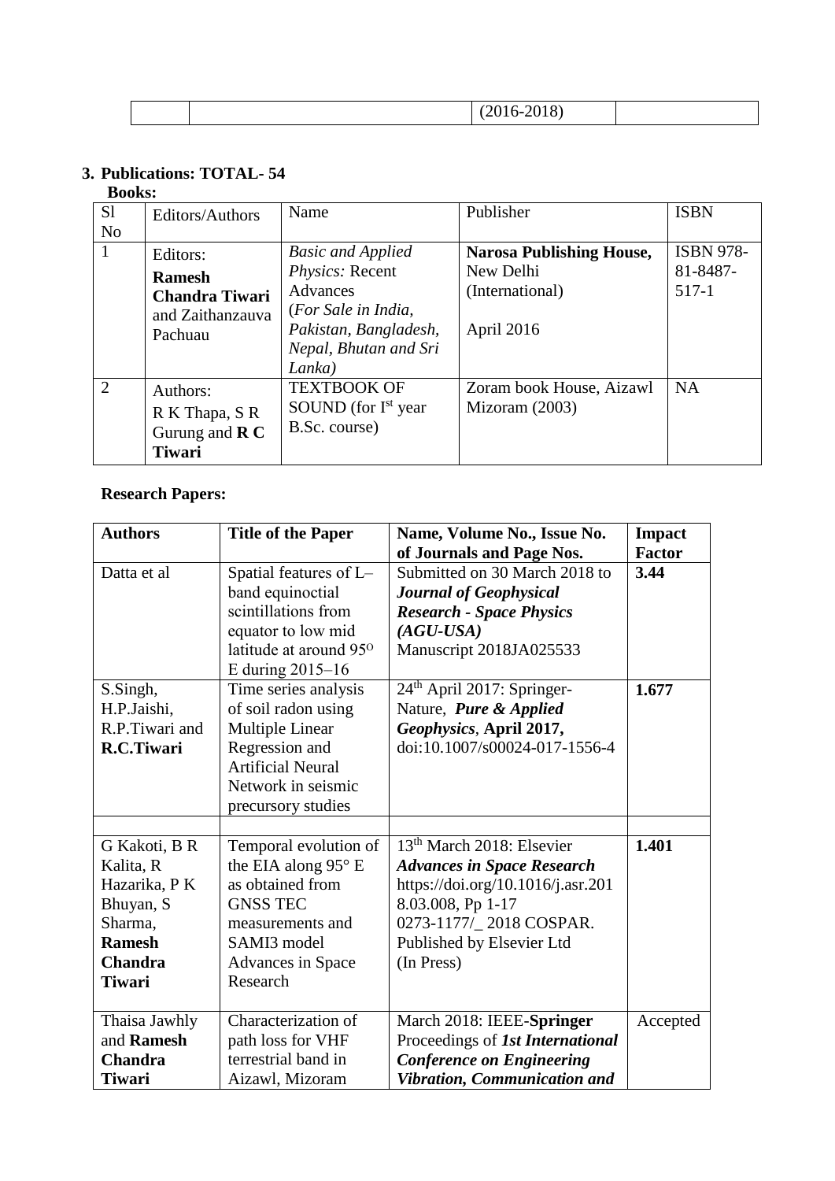| | | (2016-2018) | |
|---|---|---|---|

## 3. Publications: TOTAL- 54

**Books:**

| Sl No | Editors/Authors | Name | Publisher | ISBN |
|---|---|---|---|---|
| 1 | Editors: **Ramesh Chandra Tiwari** and Zaithanzauva Pachuau | *Basic and Applied Physics:* Recent Advances (*For Sale in India, Pakistan, Bangladesh, Nepal, Bhutan and Sri Lanka)* | **Narosa Publishing House,** New Delhi (International) April 2016 | ISBN 978-81-8487-517-1 |
| 2 | Authors: R K Thapa, S R Gurung and **R C Tiwari** | TEXTBOOK OF SOUND (for I[st] year B.Sc. course) | Zoram book House, Aizawl Mizoram (2003) | NA |

**Research Papers:**

| Authors | Title of the Paper | Name, Volume No., Issue No. of Journals and Page Nos. | Impact Factor |
|---|---|---|---|
| Datta et al | Spatial features of L–band equinoctial scintillations from equator to low mid latitude at around 95$^{O}$ E during 2015–16 | Submitted on 30 March 2018 to ***Journal of Geophysical Research - Space Physics (AGU-USA)*** Manuscript 2018JA025533 | **3.44** |
| S.Singh, H.P.Jaishi, R.P.Tiwari and **R.C.Tiwari** | Time series analysis of soil radon using Multiple Linear Regression and Artificial Neural Network in seismic precursory studies | 24[th] April 2017: Springer-Nature, ***Pure & Applied Geophysics***, **April 2017,** doi:10.1007/s00024-017-1556-4 | **1.677** |
| | | | |
| G Kakoti, B R Kalita, R Hazarika, P K Bhuyan, S Sharma, **Ramesh Chandra Tiwari** | Temporal evolution of the EIA along 95° E as obtained from GNSS TEC measurements and SAMI3 model Advances in Space Research | 13[th] March 2018: Elsevier ***Advances in Space Research*** https://doi.org/10.1016/j.asr.2018.03.008, Pp 1-17 0273-1177/_ 2018 COSPAR. Published by Elsevier Ltd (In Press) | **1.401** |
| Thaisa Jawhly and **Ramesh Chandra Tiwari** | Characterization of path loss for VHF terrestrial band in Aizawl, Mizoram | March 2018: IEEE-**Springer** Proceedings of ***1st International Conference on Engineering Vibration, Communication and*** | Accepted |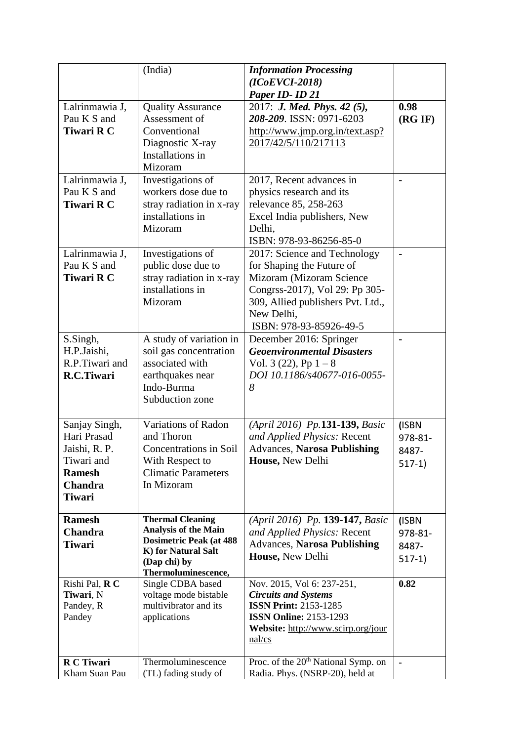|  |  |  |  |
|---|---|---|---|
|  | (India) | ***Information Processing (ICoEVCI-2018) Paper ID- ID 21*** |  |
| Lalrinmawia J, Pau K S and **Tiwari R C** | Quality Assurance Assessment of Conventional Diagnostic X-ray Installations in Mizoram | 2017: ***J. Med. Phys. 42 (5), 208-209***. ISSN: 0971-6203 http://www.jmp.org.in/text.asp?2017/42/5/110/217113 | **0.98 (RG IF)** |
| Lalrinmawia J, Pau K S and **Tiwari R C** | Investigations of workers dose due to stray radiation in x-ray installations in Mizoram | 2017, Recent advances in physics research and its relevance 85, 258-263 Excel India publishers, New Delhi, ISBN: 978-93-86256-85-0 | - |
| Lalrinmawia J, Pau K S and **Tiwari R C** | Investigations of public dose due to stray radiation in x-ray installations in Mizoram | 2017: Science and Technology for Shaping the Future of Mizoram (Mizoram Science Congrss-2017), Vol 29: Pp 305-309, Allied publishers Pvt. Ltd., New Delhi, ISBN: 978-93-85926-49-5 | - |
| S.Singh, H.P.Jaishi, R.P.Tiwari and **R.C.Tiwari** | A study of variation in soil gas concentration associated with earthquakes near Indo-Burma Subduction zone | December 2016: Springer ***Geoenvironmental Disasters*** Vol. 3 (22), Pp 1 – 8 *DOI 10.1186/s40677-016-0055-8* | - |
| Sanjay Singh, Hari Prasad Jaishi, R. P. Tiwari and **Ramesh Chandra Tiwari** | Variations of Radon and Thoron Concentrations in Soil With Respect to Climatic Parameters In Mizoram | *(April 2016) Pp.***131-139,** *Basic and Applied Physics:* Recent Advances, **Narosa Publishing House,** New Delhi | (ISBN 978-81-8487-517-1) |
| **Ramesh Chandra Tiwari** | **Thermal Cleaning Analysis of the Main Dosimetric Peak (at 488 K) for Natural Salt (Dap chi) by Thermoluminescence,** | *(April 2016) Pp.* **139-147,** *Basic and Applied Physics:* Recent Advances, **Narosa Publishing House,** New Delhi | (ISBN 978-81-8487-517-1) |
| Rishi Pal, **R C Tiwari**, N Pandey, R Pandey | Single CDBA based voltage mode bistable multivibrator and its applications | Nov. 2015, Vol 6: 237-251, ***Circuits and Systems*** **ISSN Print:** 2153-1285 **ISSN Online:** 2153-1293 **Website:** http://www.scirp.org/journal/cs | **0.82** |
| **R C Tiwari** Kham Suan Pau | Thermoluminescence (TL) fading study of | Proc. of the 20th National Symp. on Radia. Phys. (NSRP-20), held at | - |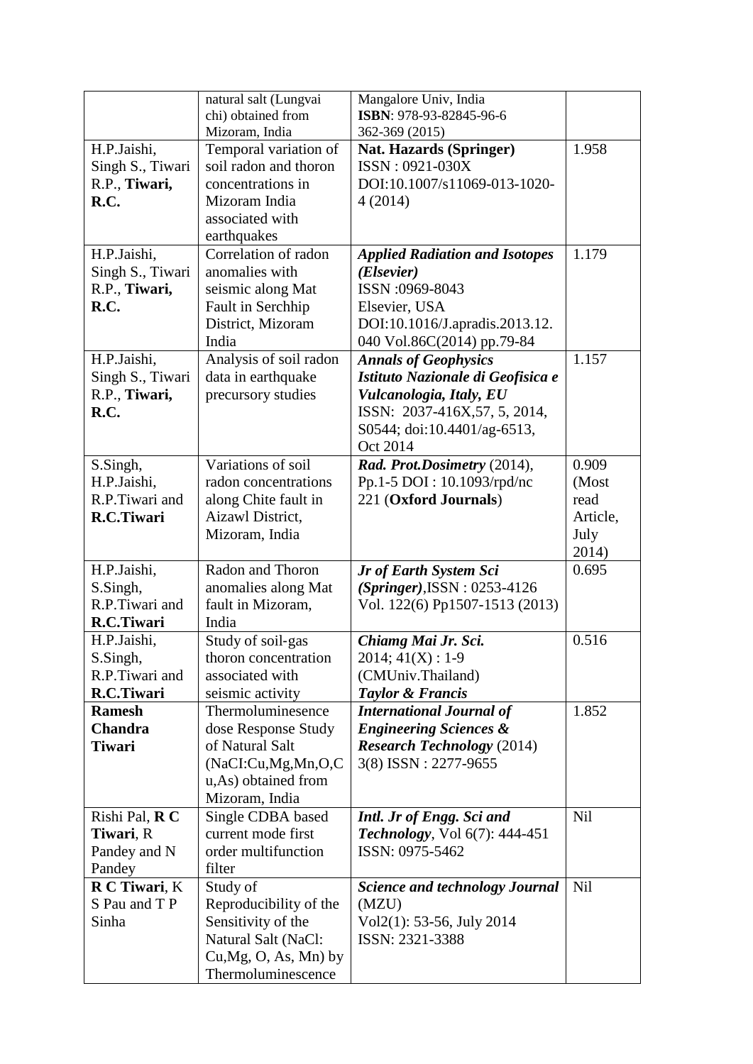| | | | |
|---|---|---|---|
| | natural salt (Lungvai chi) obtained from Mizoram, India | Mangalore Univ, India **ISBN**: 978-93-82845-96-6 362-369 (2015) | |
| H.P.Jaishi, Singh S., Tiwari R.P., **Tiwari, R.C.** | Temporal variation of soil radon and thoron concentrations in Mizoram India associated with earthquakes | **Nat. Hazards (Springer)** ISSN : 0921-030X DOI:10.1007/s11069-013-1020-4 (2014) | 1.958 |
| H.P.Jaishi, Singh S., Tiwari R.P., **Tiwari, R.C.** | Correlation of radon anomalies with seismic along Mat Fault in Serchhip District, Mizoram India | ***Applied Radiation and Isotopes (Elsevier)*** ISSN :0969-8043 Elsevier, USA DOI:10.1016/J.apradis.2013.12.040 Vol.86C(2014) pp.79-84 | 1.179 |
| H.P.Jaishi, Singh S., Tiwari R.P., **Tiwari, R.C.** | Analysis of soil radon data in earthquake precursory studies | ***Annals of Geophysics Istituto Nazionale di Geofisica e Vulcanologia, Italy, EU*** ISSN: 2037-416X,57, 5, 2014, S0544; doi:10.4401/ag-6513, Oct 2014 | 1.157 |
| S.Singh, H.P.Jaishi, R.P.Tiwari and **R.C.Tiwari** | Variations of soil radon concentrations along Chite fault in Aizawl District, Mizoram, India | ***Rad. Prot.Dosimetry*** (2014), Pp.1-5 DOI : 10.1093/rpd/nc 221 (**Oxford Journals**) | 0.909 (Most read Article, July 2014) |
| H.P.Jaishi, S.Singh, R.P.Tiwari and **R.C.Tiwari** | Radon and Thoron anomalies along Mat fault in Mizoram, India | ***Jr of Earth System Sci (Springer)***,ISSN : 0253-4126 Vol. 122(6) Pp1507-1513 (2013) | 0.695 |
| H.P.Jaishi, S.Singh, R.P.Tiwari and **R.C.Tiwari** | Study of soil-gas thoron concentration associated with seismic activity | ***Chiamg Mai Jr. Sci.*** 2014; 41(X) : 1-9 (CMUniv.Thailand) ***Taylor & Francis*** | 0.516 |
| **Ramesh Chandra Tiwari** | Thermoluminesence dose Response Study of Natural Salt (NaCI:Cu,Mg,Mn,O,Cu,As) obtained from Mizoram, India | ***International Journal of Engineering Sciences & Research Technology*** (2014) 3(8) ISSN : 2277-9655 | 1.852 |
| Rishi Pal, **R C Tiwari**, R Pandey and N Pandey | Single CDBA based current mode first order multifunction filter | ***Intl. Jr of Engg. Sci and Technology***, Vol 6(7): 444-451 ISSN: 0975-5462 | Nil |
| **R C Tiwari**, K S Pau and T P Sinha | Study of Reproducibility of the Sensitivity of the Natural Salt (NaCl: Cu,Mg, O, As, Mn) by Thermoluminescence | ***Science and technology Journal*** (MZU) Vol2(1): 53-56, July 2014 ISSN: 2321-3388 | Nil |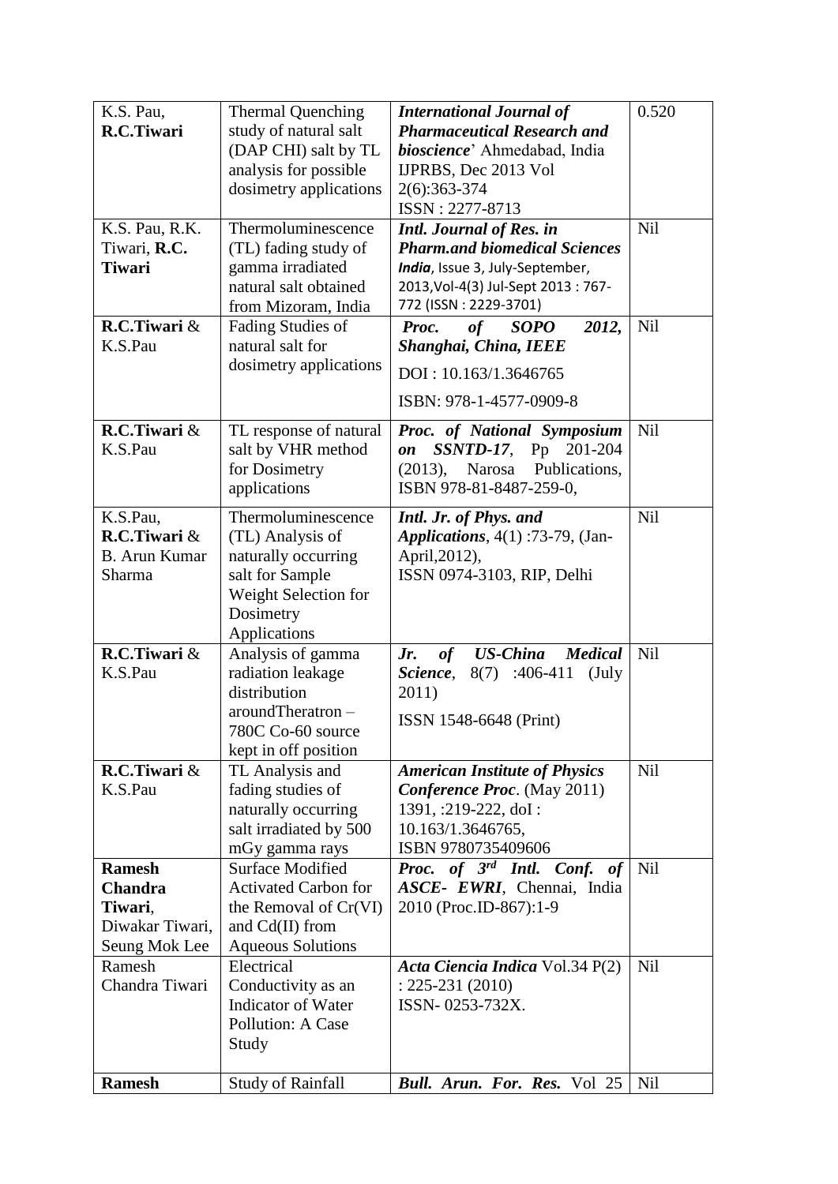| | | | |
|---|---|---|---|
| K.S. Pau, **R.C.Tiwari** | Thermal Quenching study of natural salt (DAP CHI) salt by TL analysis for possible dosimetry applications | ***International Journal of Pharmaceutical Research and bioscience***' Ahmedabad, India IJPRBS, Dec 2013 Vol 2(6):363-374 ISSN : 2277-8713 | 0.520 |
| K.S. Pau, R.K. Tiwari, **R.C. Tiwari** | Thermoluminescence (TL) fading study of gamma irradiated natural salt obtained from Mizoram, India | ***Intl. Journal of Res. in Pharm.and biomedical Sciences India***, Issue 3, July-September, 2013,Vol-4(3) Jul-Sept 2013 : 767-772 (ISSN : 2229-3701) | Nil |
| **R.C.Tiwari** & K.S.Pau | Fading Studies of natural salt for dosimetry applications | ***Proc. of SOPO 2012, Shanghai, China, IEEE*** DOI : 10.163/1.3646765 ISBN: 978-1-4577-0909-8 | Nil |
| **R.C.Tiwari** & K.S.Pau | TL response of natural salt by VHR method for Dosimetry applications | ***Proc. of National Symposium on SSNTD-17***, Pp 201-204 (2013), Narosa Publications, ISBN 978-81-8487-259-0, | Nil |
| K.S.Pau, **R.C.Tiwari** & B. Arun Kumar Sharma | Thermoluminescence (TL) Analysis of naturally occurring salt for Sample Weight Selection for Dosimetry Applications | ***Intl. Jr. of Phys. and Applications***, 4(1) :73-79, (Jan-April,2012), ISSN 0974-3103, RIP, Delhi | Nil |
| **R.C.Tiwari** & K.S.Pau | Analysis of gamma radiation leakage distribution aroundTheratron – 780C Co-60 source kept in off position | ***Jr. of US-China Medical Science***, 8(7) :406-411 (July 2011) ISSN 1548-6648 (Print) | Nil |
| **R.C.Tiwari** & K.S.Pau | TL Analysis and fading studies of naturally occurring salt irradiated by 500 mGy gamma rays | ***American Institute of Physics Conference Proc***. (May 2011) 1391, :219-222, doI : 10.163/1.3646765, ISBN 9780735409606 | Nil |
| **Ramesh Chandra Tiwari**, Diwakar Tiwari, Seung Mok Lee | Surface Modified Activated Carbon for the Removal of Cr(VI) and Cd(II) from Aqueous Solutions | ***Proc. of 3rd Intl. Conf. of ASCE- EWRI***, Chennai, India 2010 (Proc.ID-867):1-9 | Nil |
| Ramesh Chandra Tiwari | Electrical Conductivity as an Indicator of Water Pollution: A Case Study | ***Acta Ciencia Indica*** Vol.34 P(2) : 225-231 (2010) ISSN- 0253-732X. | Nil |
| **Ramesh** | Study of Rainfall | ***Bull. Arun. For. Res.*** Vol 25 | Nil |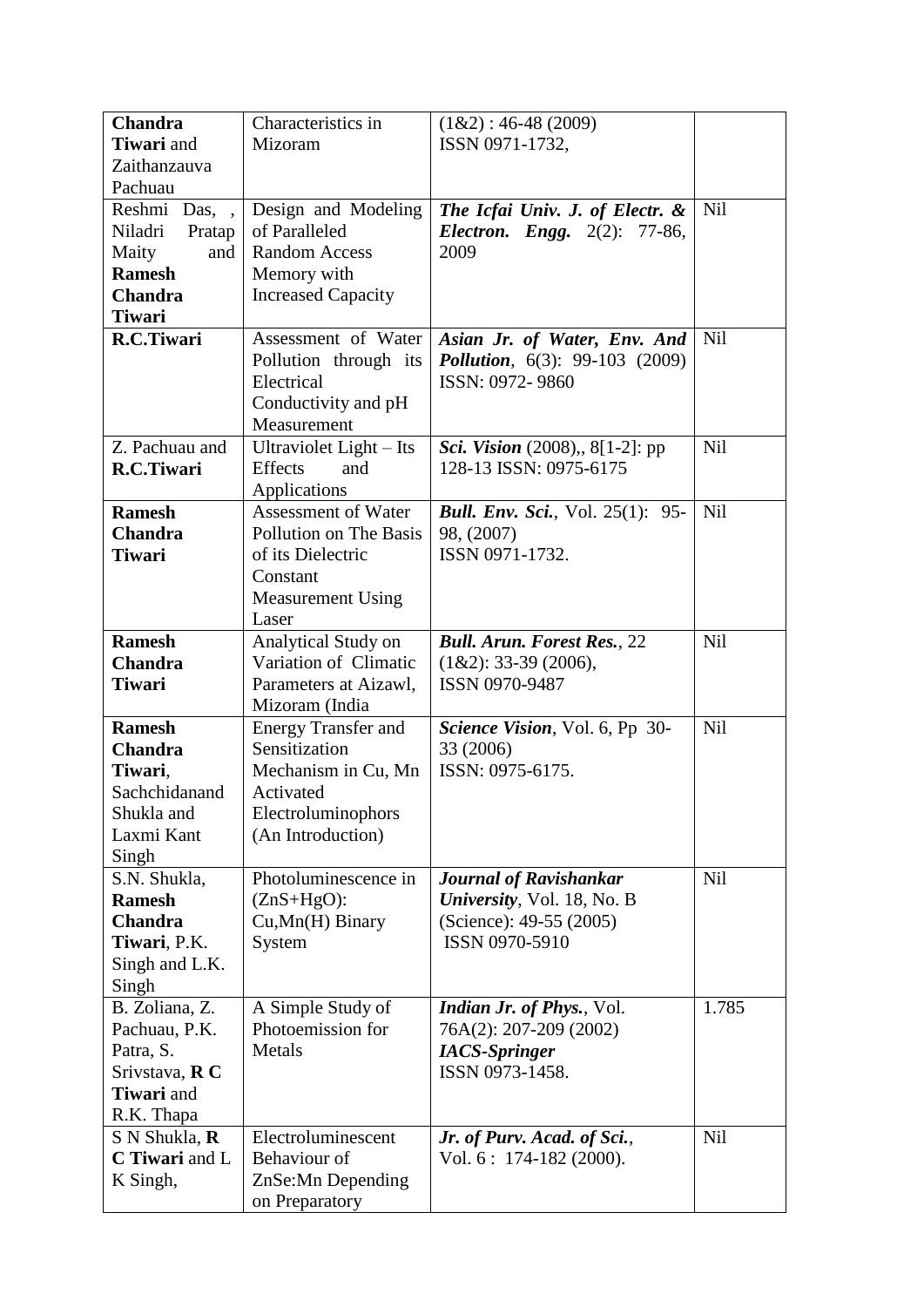| | | | |
|---|---|---|---|
| **Chandra Tiwari** and Zaithanzauva Pachuau | Characteristics in Mizoram | (1&2) : 46-48 (2009) ISSN 0971-1732, | |
| Reshmi Das, , Niladri Pratap Maity and **Ramesh Chandra Tiwari** | Design and Modeling of Paralleled Random Access Memory with Increased Capacity | ***The Icfai Univ. J. of Electr. & Electron. Engg.*** 2(2): 77-86, 2009 | Nil |
| **R.C.Tiwari** | Assessment of Water Pollution through its Electrical Conductivity and pH Measurement | ***Asian Jr. of Water, Env. And Pollution***, 6(3): 99-103 (2009) ISSN: 0972- 9860 | Nil |
| Z. Pachuau and **R.C.Tiwari** | Ultraviolet Light – Its Effects and Applications | ***Sci. Vision*** (2008),, 8[1-2]: pp 128-13 ISSN: 0975-6175 | Nil |
| **Ramesh Chandra Tiwari** | Assessment of Water Pollution on The Basis of its Dielectric Constant Measurement Using Laser | ***Bull. Env. Sci.***, Vol. 25(1): 95-98, (2007) ISSN 0971-1732. | Nil |
| **Ramesh Chandra Tiwari** | Analytical Study on Variation of Climatic Parameters at Aizawl, Mizoram (India | ***Bull. Arun. Forest Res.***, 22 (1&2): 33-39 (2006), ISSN 0970-9487 | Nil |
| **Ramesh Chandra Tiwari**, Sachchidanand Shukla and Laxmi Kant Singh | Energy Transfer and Sensitization Mechanism in Cu, Mn Activated Electroluminophors (An Introduction) | ***Science Vision***, Vol. 6, Pp 30-33 (2006) ISSN: 0975-6175. | Nil |
| S.N. Shukla, **Ramesh Chandra Tiwari**, P.K. Singh and L.K. Singh | Photoluminescence in (ZnS+HgO): Cu,Mn(H) Binary System | ***Journal of Ravishankar University***, Vol. 18, No. B (Science): 49-55 (2005) ISSN 0970-5910 | Nil |
| B. Zoliana, Z. Pachuau, P.K. Patra, S. Srivstava, **R C Tiwari** and R.K. Thapa | A Simple Study of Photoemission for Metals | ***Indian Jr. of Phys.***, Vol. 76A(2): 207-209 (2002) ***IACS-Springer*** ISSN 0973-1458. | 1.785 |
| S N Shukla, **R C Tiwari** and L K Singh, | Electroluminescent Behaviour of ZnSe:Mn Depending on Preparatory | ***Jr. of Purv. Acad. of Sci.***, Vol. 6 : 174-182 (2000). | Nil |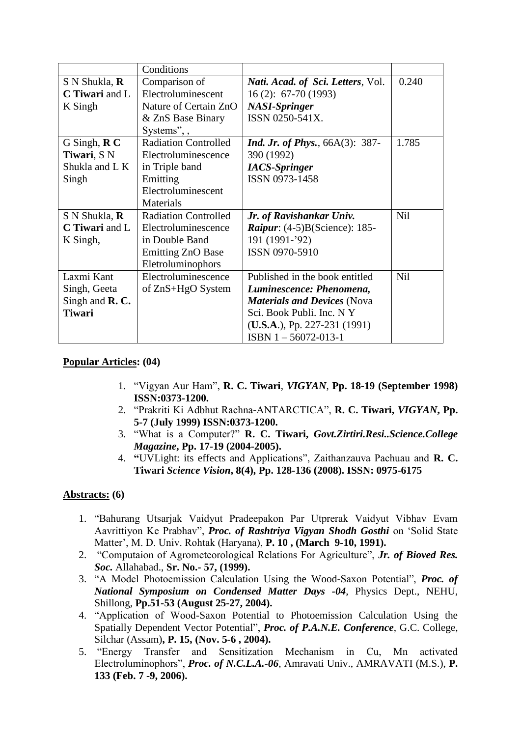| | Conditions | | |
|---|---|---|---|
| S N Shukla, **R C Tiwari** and L K Singh | Comparison of Electroluminescent Nature of Certain ZnO & ZnS Base Binary Systems", , | ***Nati. Acad. of Sci. Letters***, Vol. 16 (2): 67-70 (1993) ***NASI-Springer*** ISSN 0250-541X. | 0.240 |
| G Singh, **R C Tiwari**, S N Shukla and L K Singh | Radiation Controlled Electroluminescence in Triple band Emitting Electroluminescent Materials | ***Ind. Jr. of Phys.***, 66A(3): 387-390 (1992) ***IACS-Springer*** ISSN 0973-1458 | 1.785 |
| S N Shukla, **R C Tiwari** and L K Singh, | Radiation Controlled Electroluminescence in Double Band Emitting ZnO Base Eletroluminophors | ***Jr. of Ravishankar Univ. Raipur***: (4-5)B(Science): 185-191 (1991-'92) ISSN 0970-5910 | Nil |
| Laxmi Kant Singh, Geeta Singh and **R. C. Tiwari** | Electroluminescence of ZnS+HgO System | Published in the book entitled ***Luminescence: Phenomena, Materials and Devices*** (Nova Sci. Book Publi. Inc. N Y (**U.S.A**.), Pp. 227-231 (1991) ISBN 1 – 56072-013-1 | Nil |

**Popular Articles: (04)**

1. "Vigyan Aur Ham", **R. C. Tiwari**, ***VIGYAN***, **Pp. 18-19 (September 1998) ISSN:0373-1200.**
2. "Prakriti Ki Adbhut Rachna-ANTARCTICA", **R. C. Tiwari, *VIGYAN*, Pp. 5-7 (July 1999) ISSN:0373-1200.**
3. "What is a Computer?" **R. C. Tiwari, *Govt.Zirtiri.Resi..Science.College Magazine*, Pp. 17-19 (2004-2005).**
4. **"**UVLight: its effects and Applications", Zaithanzauva Pachuau and **R. C. Tiwari** ***Science Vision*, 8(4), Pp. 128-136 (2008). ISSN: 0975-6175**

**Abstracts: (6)**

1. "Bahurang Utsarjak Vaidyut Pradeepakon Par Utprerak Vaidyut Vibhav Evam Aavrittiyon Ke Prabhav", ***Proc. of Rashtriya Vigyan Shodh Gosthi*** on 'Solid State Matter', M. D. Univ. Rohtak (Haryana), **P. 10 , (March 9-10, 1991).**
2. "Computaion of Agrometeorological Relations For Agriculture", ***Jr. of Bioved Res. Soc.*** Allahabad., **Sr. No.- 57, (1999).**
3. "A Model Photoemission Calculation Using the Wood-Saxon Potential", ***Proc. of National Symposium on Condensed Matter Days -04***, Physics Dept., NEHU, Shillong, **Pp.51-53 (August 25-27, 2004).**
4. "Application of Wood-Saxon Potential to Photoemission Calculation Using the Spatially Dependent Vector Potential", ***Proc. of P.A.N.E. Conference***, G.C. College, Silchar (Assam)**, P. 15, (Nov. 5-6 , 2004).**
5. "Energy Transfer and Sensitization Mechanism in Cu, Mn activated Electroluminophors", ***Proc. of N.C.L.A.-06***, Amravati Univ., AMRAVATI (M.S.), **P. 133 (Feb. 7 -9, 2006).**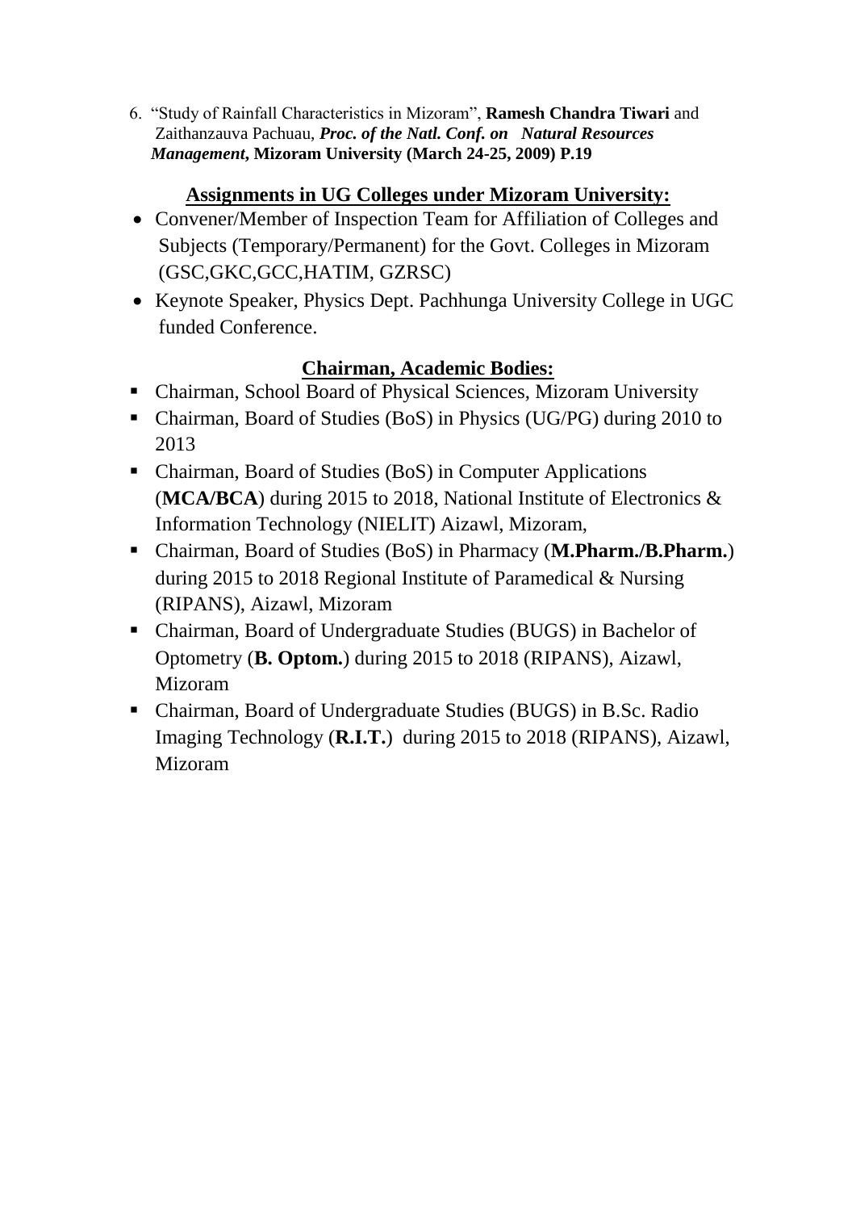6. "Study of Rainfall Characteristics in Mizoram", **Ramesh Chandra Tiwari** and Zaithanzauva Pachuau, ***Proc. of the Natl. Conf. on Natural Resources Management*, Mizoram University (March 24-25, 2009) P.19**

## Assignments in UG Colleges under Mizoram University:

- Convener/Member of Inspection Team for Affiliation of Colleges and Subjects (Temporary/Permanent) for the Govt. Colleges in Mizoram (GSC,GKC,GCC,HATIM, GZRSC)
- Keynote Speaker, Physics Dept. Pachhunga University College in UGC funded Conference.

## Chairman, Academic Bodies:

- Chairman, School Board of Physical Sciences, Mizoram University
- Chairman, Board of Studies (BoS) in Physics (UG/PG) during 2010 to 2013
- Chairman, Board of Studies (BoS) in Computer Applications (**MCA/BCA**) during 2015 to 2018, National Institute of Electronics & Information Technology (NIELIT) Aizawl, Mizoram,
- Chairman, Board of Studies (BoS) in Pharmacy (**M.Pharm./B.Pharm.**) during 2015 to 2018 Regional Institute of Paramedical & Nursing (RIPANS), Aizawl, Mizoram
- Chairman, Board of Undergraduate Studies (BUGS) in Bachelor of Optometry (**B. Optom.**) during 2015 to 2018 (RIPANS), Aizawl, Mizoram
- Chairman, Board of Undergraduate Studies (BUGS) in B.Sc. Radio Imaging Technology (**R.I.T.**) during 2015 to 2018 (RIPANS), Aizawl, Mizoram